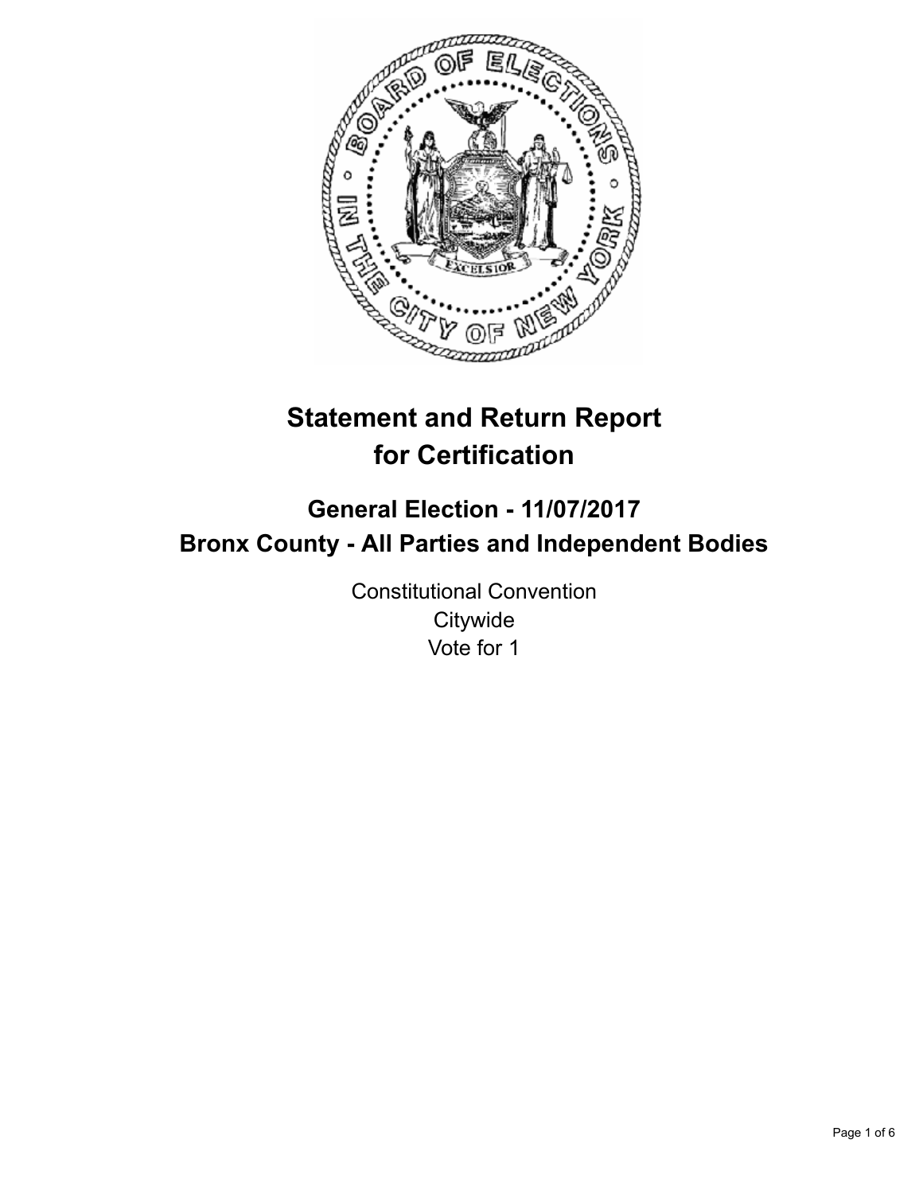# Statement and Return Report for Certification

## General Election - 11/07/2017
## Bronx County - All Parties and Independent Bodies

Constitutional Convention
Citywide
Vote for 1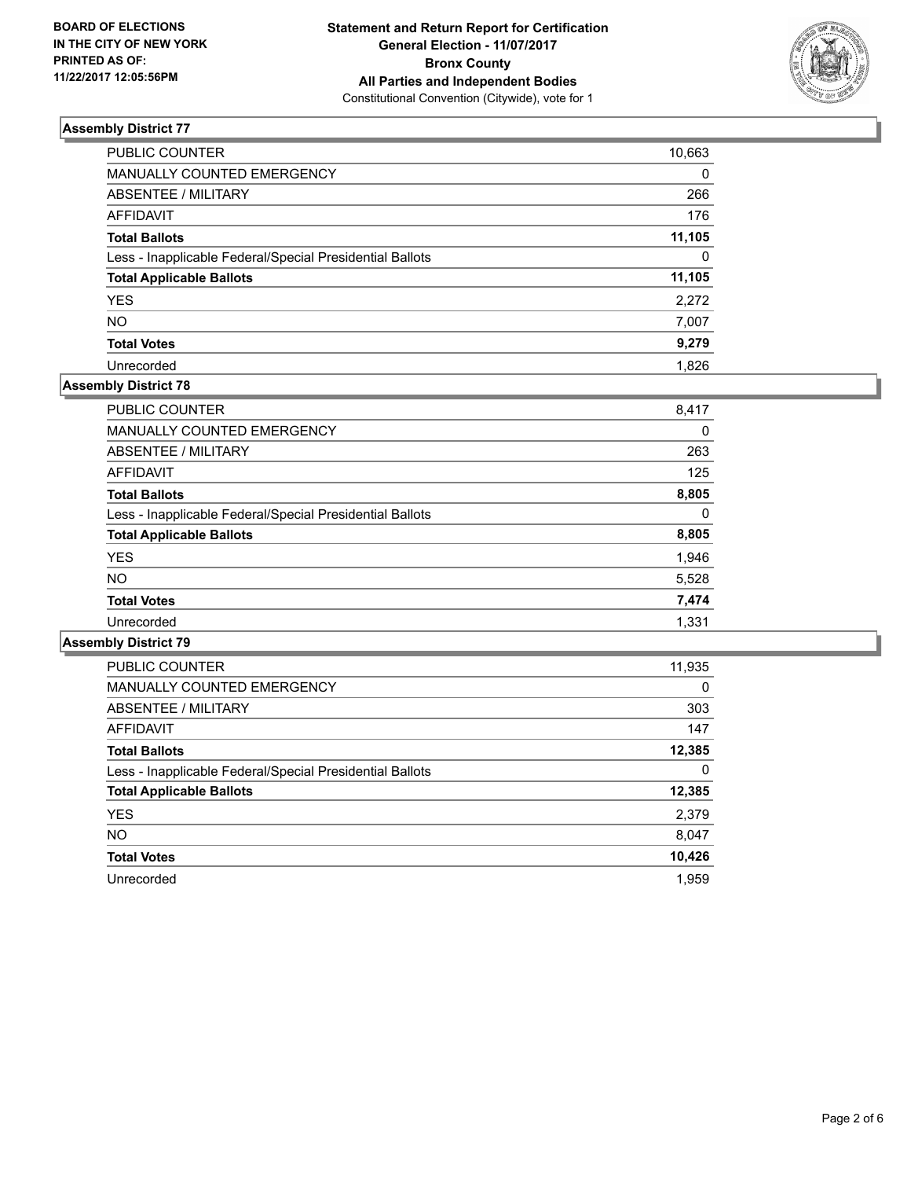**BOARD OF ELECTIONS IN THE CITY OF NEW YORK PRINTED AS OF: 11/22/2017 12:05:56PM**

**Statement and Return Report for Certification General Election - 11/07/2017 Bronx County All Parties and Independent Bodies**
Constitutional Convention (Citywide), vote for 1

## Assembly District 77

| | |
|---|---|
| PUBLIC COUNTER | 10,663 |
| MANUALLY COUNTED EMERGENCY | 0 |
| ABSENTEE / MILITARY | 266 |
| AFFIDAVIT | 176 |
| **Total Ballots** | **11,105** |
| Less - Inapplicable Federal/Special Presidential Ballots | 0 |
| **Total Applicable Ballots** | **11,105** |
| YES | 2,272 |
| NO | 7,007 |
| **Total Votes** | **9,279** |
| Unrecorded | 1,826 |

## Assembly District 78

| | |
|---|---|
| PUBLIC COUNTER | 8,417 |
| MANUALLY COUNTED EMERGENCY | 0 |
| ABSENTEE / MILITARY | 263 |
| AFFIDAVIT | 125 |
| **Total Ballots** | **8,805** |
| Less - Inapplicable Federal/Special Presidential Ballots | 0 |
| **Total Applicable Ballots** | **8,805** |
| YES | 1,946 |
| NO | 5,528 |
| **Total Votes** | **7,474** |
| Unrecorded | 1,331 |

## Assembly District 79

| | |
|---|---|
| PUBLIC COUNTER | 11,935 |
| MANUALLY COUNTED EMERGENCY | 0 |
| ABSENTEE / MILITARY | 303 |
| AFFIDAVIT | 147 |
| **Total Ballots** | **12,385** |
| Less - Inapplicable Federal/Special Presidential Ballots | 0 |
| **Total Applicable Ballots** | **12,385** |
| YES | 2,379 |
| NO | 8,047 |
| **Total Votes** | **10,426** |
| Unrecorded | 1,959 |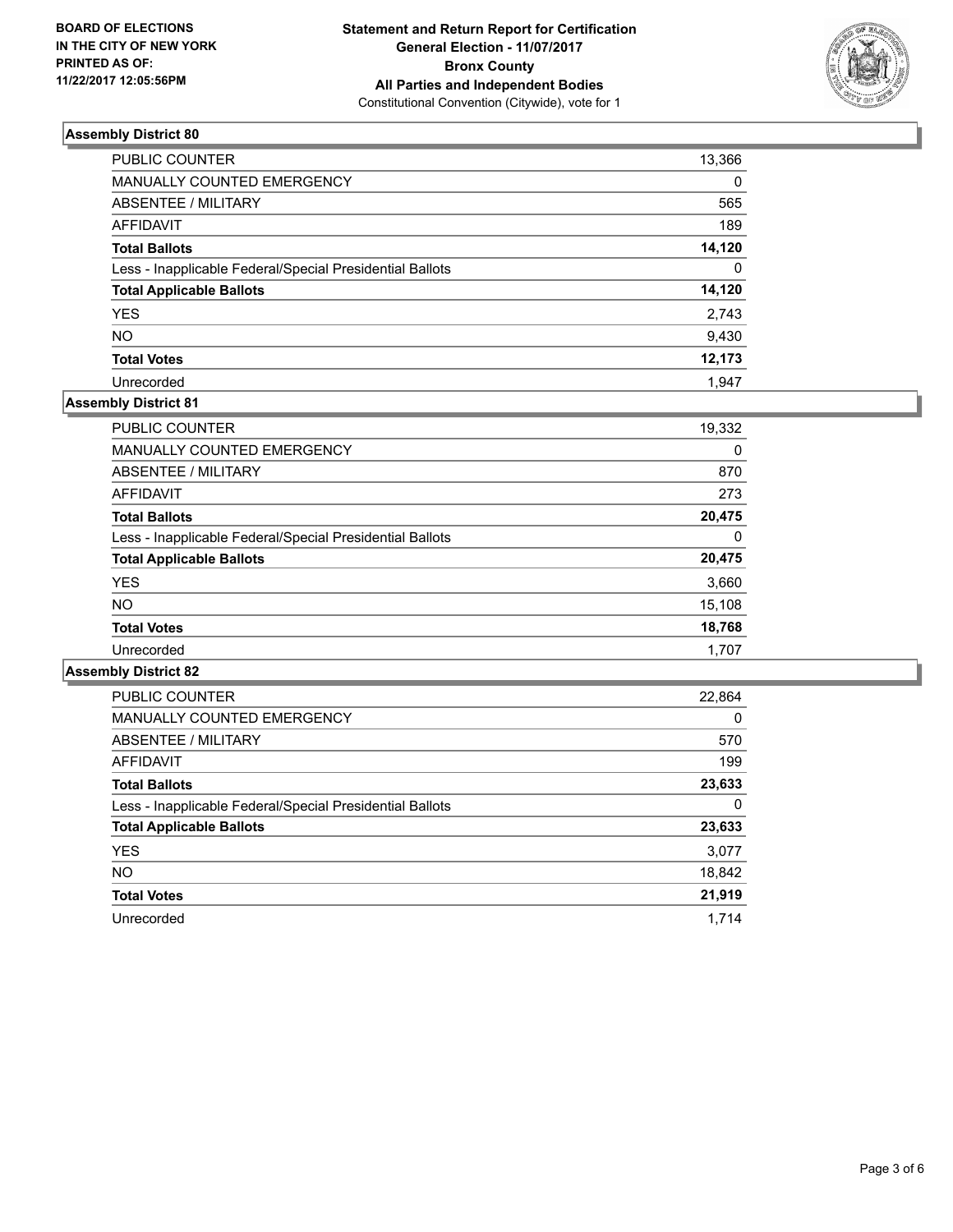**BOARD OF ELECTIONS**
**IN THE CITY OF NEW YORK**
**PRINTED AS OF:**
**11/22/2017 12:05:56PM**

**Statement and Return Report for Certification**
**General Election - 11/07/2017**
**Bronx County**
**All Parties and Independent Bodies**
Constitutional Convention (Citywide), vote for 1

## Assembly District 80

| | |
|---|---|
| PUBLIC COUNTER | 13,366 |
| MANUALLY COUNTED EMERGENCY | 0 |
| ABSENTEE / MILITARY | 565 |
| AFFIDAVIT | 189 |
| **Total Ballots** | **14,120** |
| Less - Inapplicable Federal/Special Presidential Ballots | 0 |
| **Total Applicable Ballots** | **14,120** |
| YES | 2,743 |
| NO | 9,430 |
| **Total Votes** | **12,173** |
| Unrecorded | 1,947 |

## Assembly District 81

| | |
|---|---|
| PUBLIC COUNTER | 19,332 |
| MANUALLY COUNTED EMERGENCY | 0 |
| ABSENTEE / MILITARY | 870 |
| AFFIDAVIT | 273 |
| **Total Ballots** | **20,475** |
| Less - Inapplicable Federal/Special Presidential Ballots | 0 |
| **Total Applicable Ballots** | **20,475** |
| YES | 3,660 |
| NO | 15,108 |
| **Total Votes** | **18,768** |
| Unrecorded | 1,707 |

## Assembly District 82

| | |
|---|---|
| PUBLIC COUNTER | 22,864 |
| MANUALLY COUNTED EMERGENCY | 0 |
| ABSENTEE / MILITARY | 570 |
| AFFIDAVIT | 199 |
| **Total Ballots** | **23,633** |
| Less - Inapplicable Federal/Special Presidential Ballots | 0 |
| **Total Applicable Ballots** | **23,633** |
| YES | 3,077 |
| NO | 18,842 |
| **Total Votes** | **21,919** |
| Unrecorded | 1,714 |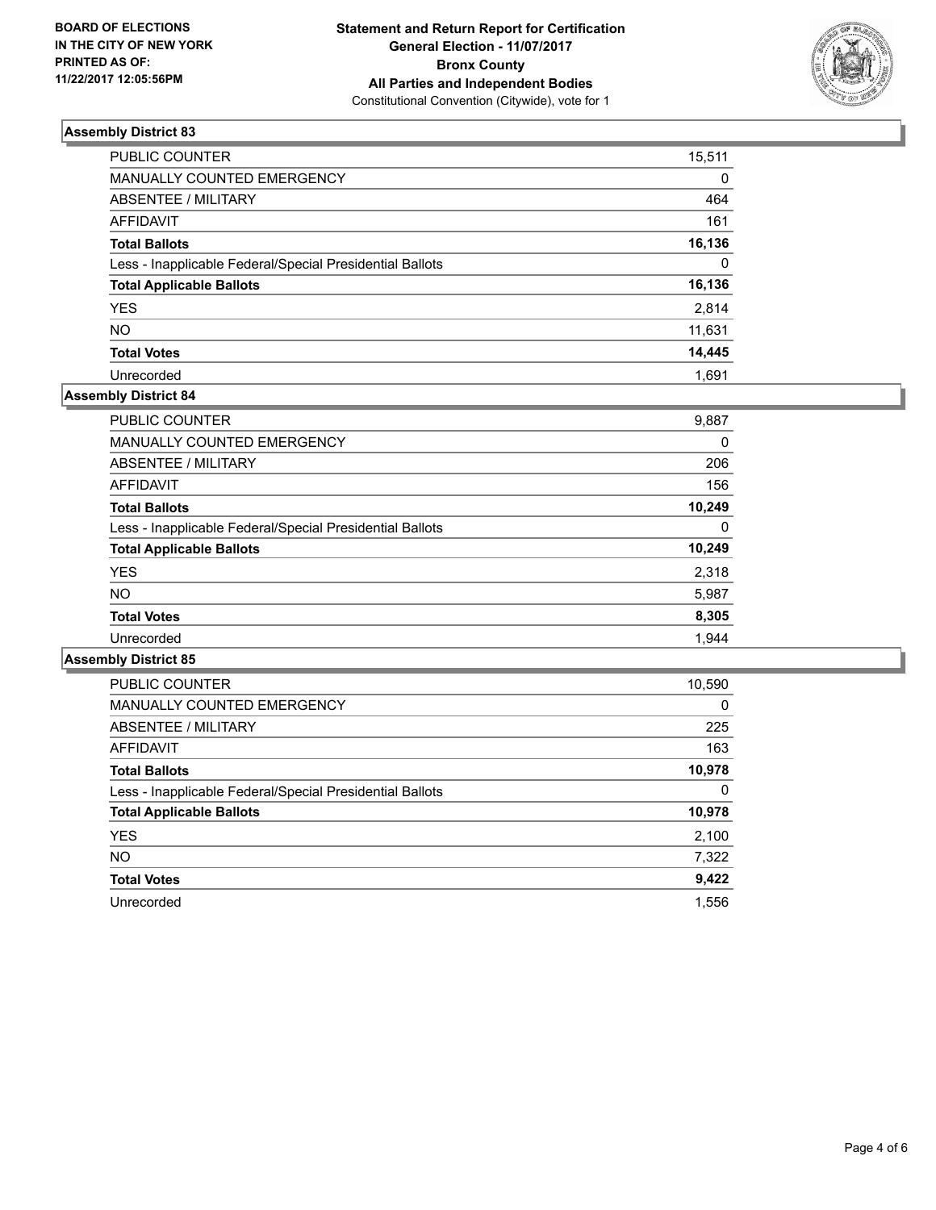**BOARD OF ELECTIONS IN THE CITY OF NEW YORK PRINTED AS OF: 11/22/2017 12:05:56PM**

**Statement and Return Report for Certification**
**General Election - 11/07/2017**
**Bronx County**
**All Parties and Independent Bodies**
Constitutional Convention (Citywide), vote for 1

### Assembly District 83

| | |
|---|---|
| PUBLIC COUNTER | 15,511 |
| MANUALLY COUNTED EMERGENCY | 0 |
| ABSENTEE / MILITARY | 464 |
| AFFIDAVIT | 161 |
| **Total Ballots** | **16,136** |
| Less - Inapplicable Federal/Special Presidential Ballots | 0 |
| **Total Applicable Ballots** | **16,136** |
| YES | 2,814 |
| NO | 11,631 |
| **Total Votes** | **14,445** |
| Unrecorded | 1,691 |

### Assembly District 84

| | |
|---|---|
| PUBLIC COUNTER | 9,887 |
| MANUALLY COUNTED EMERGENCY | 0 |
| ABSENTEE / MILITARY | 206 |
| AFFIDAVIT | 156 |
| **Total Ballots** | **10,249** |
| Less - Inapplicable Federal/Special Presidential Ballots | 0 |
| **Total Applicable Ballots** | **10,249** |
| YES | 2,318 |
| NO | 5,987 |
| **Total Votes** | **8,305** |
| Unrecorded | 1,944 |

### Assembly District 85

| | |
|---|---|
| PUBLIC COUNTER | 10,590 |
| MANUALLY COUNTED EMERGENCY | 0 |
| ABSENTEE / MILITARY | 225 |
| AFFIDAVIT | 163 |
| **Total Ballots** | **10,978** |
| Less - Inapplicable Federal/Special Presidential Ballots | 0 |
| **Total Applicable Ballots** | **10,978** |
| YES | 2,100 |
| NO | 7,322 |
| **Total Votes** | **9,422** |
| Unrecorded | 1,556 |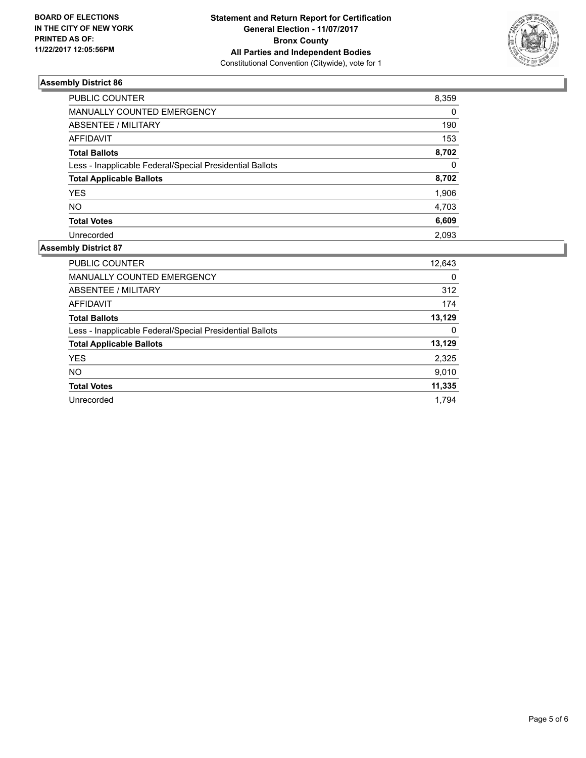**BOARD OF ELECTIONS IN THE CITY OF NEW YORK PRINTED AS OF: 11/22/2017 12:05:56PM**

**Statement and Return Report for Certification**
**General Election - 11/07/2017**
**Bronx County**
**All Parties and Independent Bodies**
Constitutional Convention (Citywide), vote for 1

## Assembly District 86

| | |
|---|---|
| PUBLIC COUNTER | 8,359 |
| MANUALLY COUNTED EMERGENCY | 0 |
| ABSENTEE / MILITARY | 190 |
| AFFIDAVIT | 153 |
| **Total Ballots** | **8,702** |
| Less - Inapplicable Federal/Special Presidential Ballots | 0 |
| **Total Applicable Ballots** | **8,702** |
| YES | 1,906 |
| NO | 4,703 |
| **Total Votes** | **6,609** |
| Unrecorded | 2,093 |

## Assembly District 87

| | |
|---|---|
| PUBLIC COUNTER | 12,643 |
| MANUALLY COUNTED EMERGENCY | 0 |
| ABSENTEE / MILITARY | 312 |
| AFFIDAVIT | 174 |
| **Total Ballots** | **13,129** |
| Less - Inapplicable Federal/Special Presidential Ballots | 0 |
| **Total Applicable Ballots** | **13,129** |
| YES | 2,325 |
| NO | 9,010 |
| **Total Votes** | **11,335** |
| Unrecorded | 1,794 |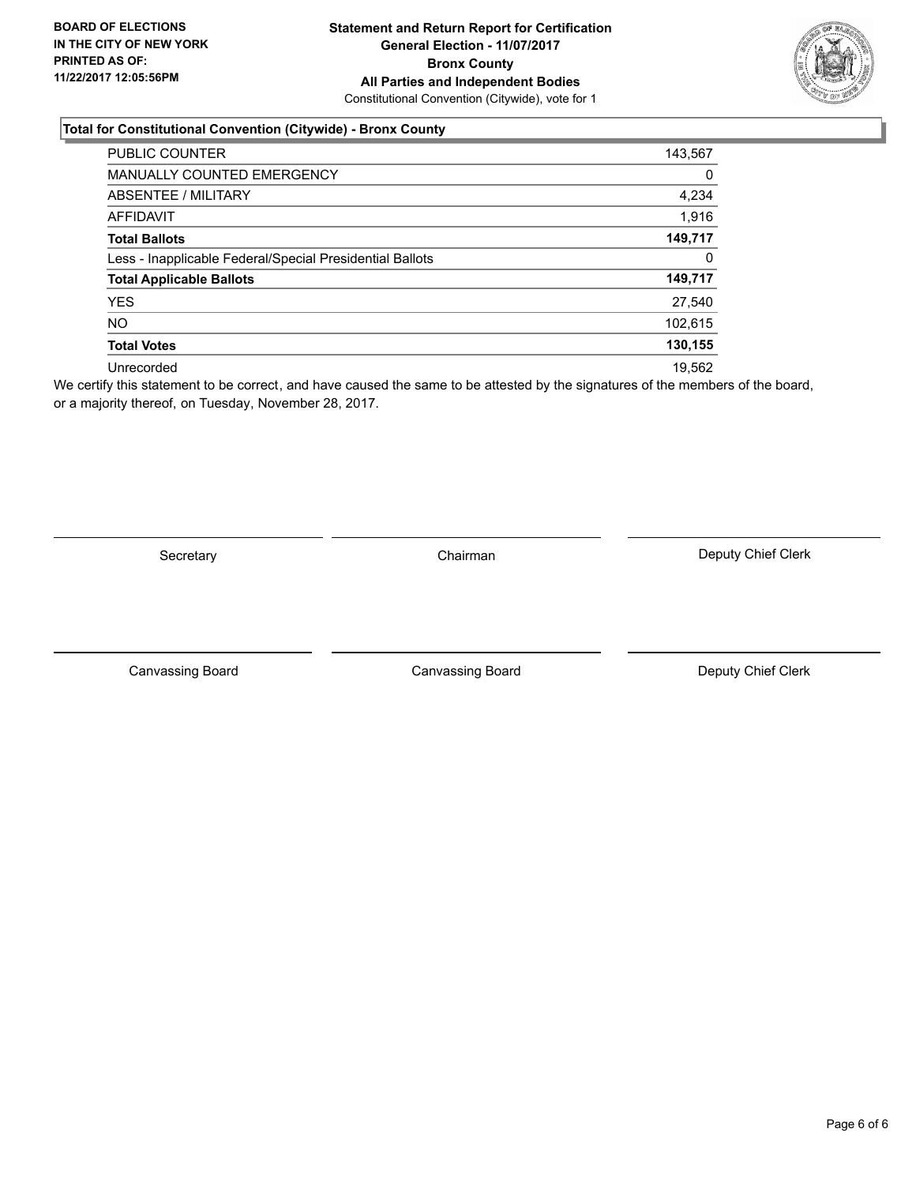**BOARD OF ELECTIONS IN THE CITY OF NEW YORK PRINTED AS OF: 11/22/2017 12:05:56PM**

**Statement and Return Report for Certification**
**General Election - 11/07/2017**
**Bronx County**
**All Parties and Independent Bodies**
Constitutional Convention (Citywide), vote for 1

## Total for Constitutional Convention (Citywide) - Bronx County

| | |
|---|---|
| PUBLIC COUNTER | 143,567 |
| MANUALLY COUNTED EMERGENCY | 0 |
| ABSENTEE / MILITARY | 4,234 |
| AFFIDAVIT | 1,916 |
| **Total Ballots** | **149,717** |
| Less - Inapplicable Federal/Special Presidential Ballots | 0 |
| **Total Applicable Ballots** | **149,717** |
| YES | 27,540 |
| NO | 102,615 |
| **Total Votes** | **130,155** |
| Unrecorded | 19,562 |

We certify this statement to be correct, and have caused the same to be attested by the signatures of the members of the board, or a majority thereof, on Tuesday, November 28, 2017.

Secretary | Chairman | Deputy Chief Clerk

Canvassing Board | Canvassing Board | Deputy Chief Clerk